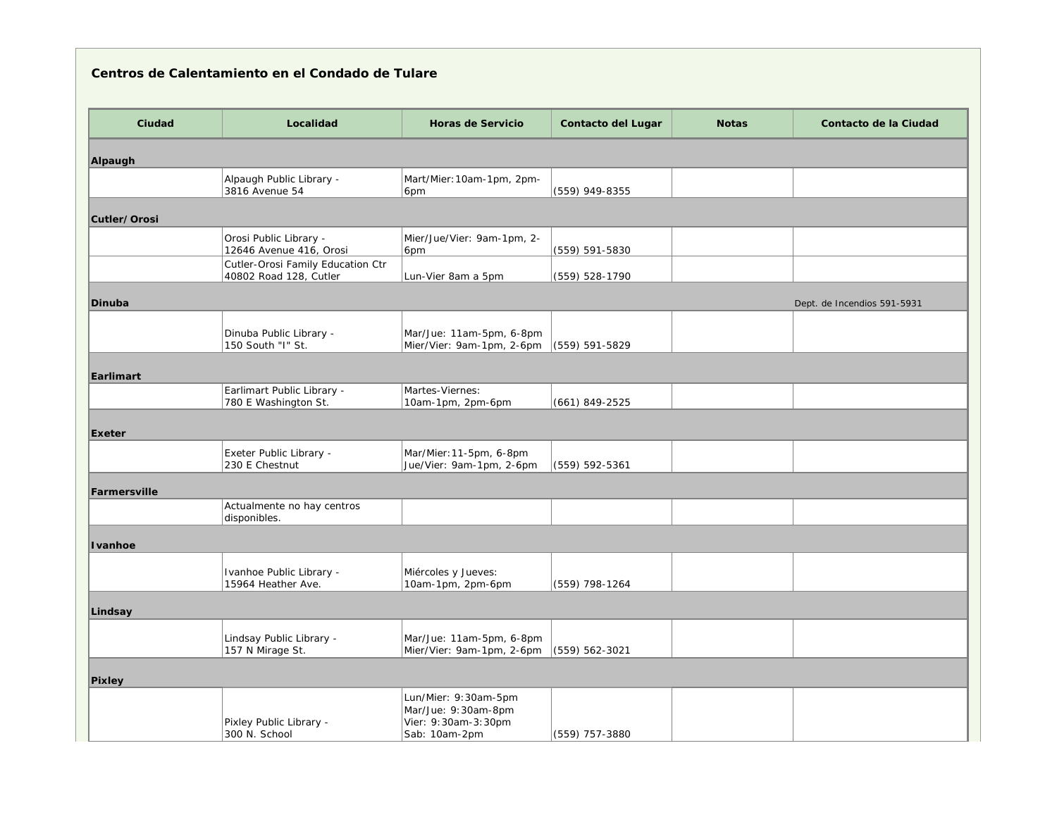## Centros de Calentamiento en el Condado de Tulare

| Ciudad | Localidad | Horas de Servicio | Contacto del Lugar | Notas | Contacto de la Ciudad |
|---|---|---|---|---|---|
| **Alpaugh** | | | | | |
| | Alpaugh Public Library - 3816 Avenue 54 | Mart/Mier:10am-1pm, 2pm-6pm | (559) 949-8355 | | |
| **Cutler/Orosi** | | | | | |
| | Orosi Public Library - 12646 Avenue 416, Orosi | Mier/Jue/Vier: 9am-1pm, 2-6pm | (559) 591-5830 | | |
| | Cutler-Orosi Family Education Ctr 40802 Road 128, Cutler | Lun-Vier 8am a 5pm | (559) 528-1790 | | |
| **Dinuba** | | | | | Dept. de Incendios 591-5931 |
| | Dinuba Public Library - 150 South "I" St. | Mar/Jue: 11am-5pm, 6-8pm Mier/Vier: 9am-1pm, 2-6pm | (559) 591-5829 | | |
| **Earlimart** | | | | | |
| | Earlimart Public Library - 780 E Washington St. | Martes-Viernes: 10am-1pm, 2pm-6pm | (661) 849-2525 | | |
| **Exeter** | | | | | |
| | Exeter Public Library - 230 E Chestnut | Mar/Mier:11-5pm, 6-8pm Jue/Vier: 9am-1pm, 2-6pm | (559) 592-5361 | | |
| **Farmersville** | | | | | |
| | Actualmente no hay centros disponibles. | | | | |
| **Ivanhoe** | | | | | |
| | Ivanhoe Public Library - 15964 Heather Ave. | Miércoles y Jueves: 10am-1pm, 2pm-6pm | (559) 798-1264 | | |
| **Lindsay** | | | | | |
| | Lindsay Public Library - 157 N Mirage St. | Mar/Jue: 11am-5pm, 6-8pm Mier/Vier: 9am-1pm, 2-6pm | (559) 562-3021 | | |
| **Pixley** | | | | | |
| | Pixley Public Library - 300 N. School | Lun/Mier: 9:30am-5pm Mar/Jue: 9:30am-8pm Vier: 9:30am-3:30pm Sab: 10am-2pm | (559) 757-3880 | | |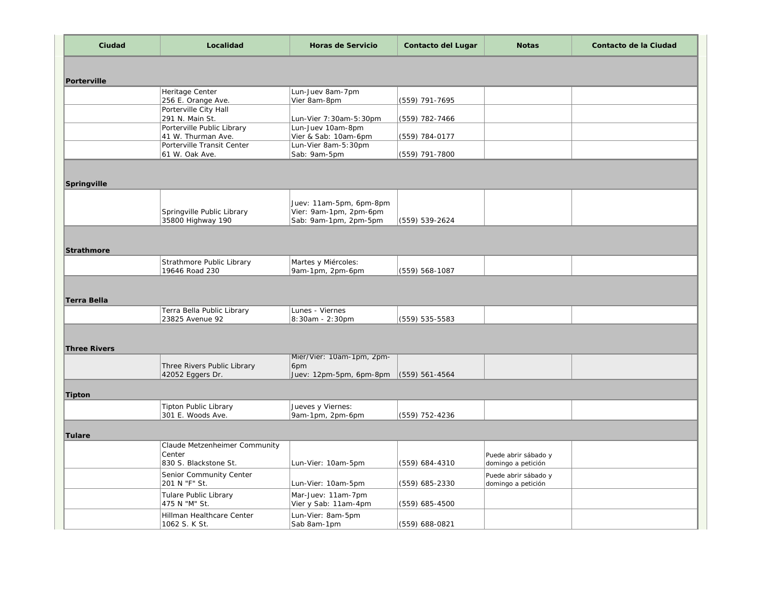| Ciudad | Localidad | Horas de Servicio | Contacto del Lugar | Notas | Contacto de la Ciudad |
|---|---|---|---|---|---|
| **Porterville** | | | | | |
| | Heritage Center 256 E. Orange Ave. | Lun-Juev 8am-7pm Vier 8am-8pm | (559) 791-7695 | | |
| | Porterville City Hall 291 N. Main St. | Lun-Vier 7:30am-5:30pm | (559) 782-7466 | | |
| | Porterville Public Library 41 W. Thurman Ave. | Lun-Juev 10am-8pm Vier & Sab: 10am-6pm | (559) 784-0177 | | |
| | Porterville Transit Center 61 W. Oak Ave. | Lun-Vier 8am-5:30pm Sab: 9am-5pm | (559) 791-7800 | | |
| **Springville** | | | | | |
| | Springville Public Library 35800 Highway 190 | Juev: 11am-5pm, 6pm-8pm Vier: 9am-1pm, 2pm-6pm Sab: 9am-1pm, 2pm-5pm | (559) 539-2624 | | |
| **Strathmore** | | | | | |
| | Strathmore Public Library 19646 Road 230 | Martes y Miércoles: 9am-1pm, 2pm-6pm | (559) 568-1087 | | |
| **Terra Bella** | | | | | |
| | Terra Bella Public Library 23825 Avenue 92 | Lunes - Viernes 8:30am - 2:30pm | (559) 535-5583 | | |
| **Three Rivers** | | | | | |
| | Three Rivers Public Library 42052 Eggers Dr. | Mier/Vier: 10am-1pm, 2pm-6pm Juev: 12pm-5pm, 6pm-8pm | (559) 561-4564 | | |
| **Tipton** | | | | | |
| | Tipton Public Library 301 E. Woods Ave. | Jueves y Viernes: 9am-1pm, 2pm-6pm | (559) 752-4236 | | |
| **Tulare** | | | | | |
| | Claude Metzenheimer Community Center 830 S. Blackstone St. | Lun-Vier: 10am-5pm | (559) 684-4310 | Puede abrir sábado y domingo a petición | |
| | Senior Community Center 201 N "F" St. | Lun-Vier: 10am-5pm | (559) 685-2330 | Puede abrir sábado y domingo a petición | |
| | Tulare Public Library 475 N "M" St. | Mar-Juev: 11am-7pm Vier y Sab: 11am-4pm | (559) 685-4500 | | |
| | Hillman Healthcare Center 1062 S. K St. | Lun-Vier: 8am-5pm Sab 8am-1pm | (559) 688-0821 | | |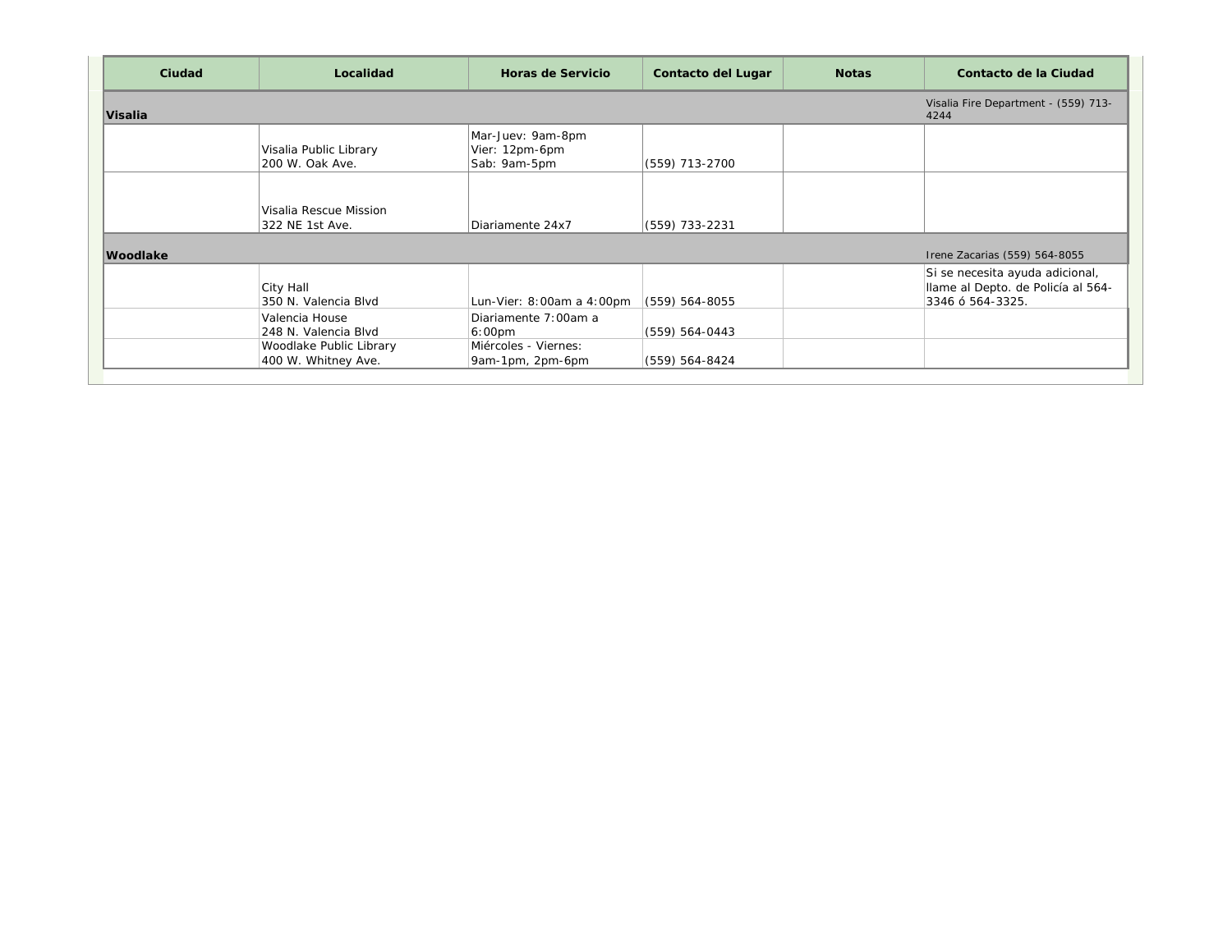| Ciudad | Localidad | Horas de Servicio | Contacto del Lugar | Notas | Contacto de la Ciudad |
|---|---|---|---|---|---|
| **Visalia** | | | | | Visalia Fire Department - (559) 713-4244 |
| | Visalia Public Library<br>200 W. Oak Ave. | Mar-Juev: 9am-8pm<br>Vier: 12pm-6pm<br>Sab: 9am-5pm | (559) 713-2700 | | |
| | Visalia Rescue Mission<br>322 NE 1st Ave. | Diariamente 24x7 | (559) 733-2231 | | |
| **Woodlake** | | | | | Irene Zacarias (559) 564-8055 |
| | City Hall<br>350 N. Valencia Blvd | Lun-Vier: 8:00am a 4:00pm | (559) 564-8055 | | Si se necesita ayuda adicional, llame al Depto. de Policía al 564-3346 ó 564-3325. |
| | Valencia House<br>248 N. Valencia Blvd | Diariamente 7:00am a 6:00pm | (559) 564-0443 | | |
| | Woodlake Public Library<br>400 W. Whitney Ave. | Miércoles - Viernes:<br>9am-1pm, 2pm-6pm | (559) 564-8424 | | |